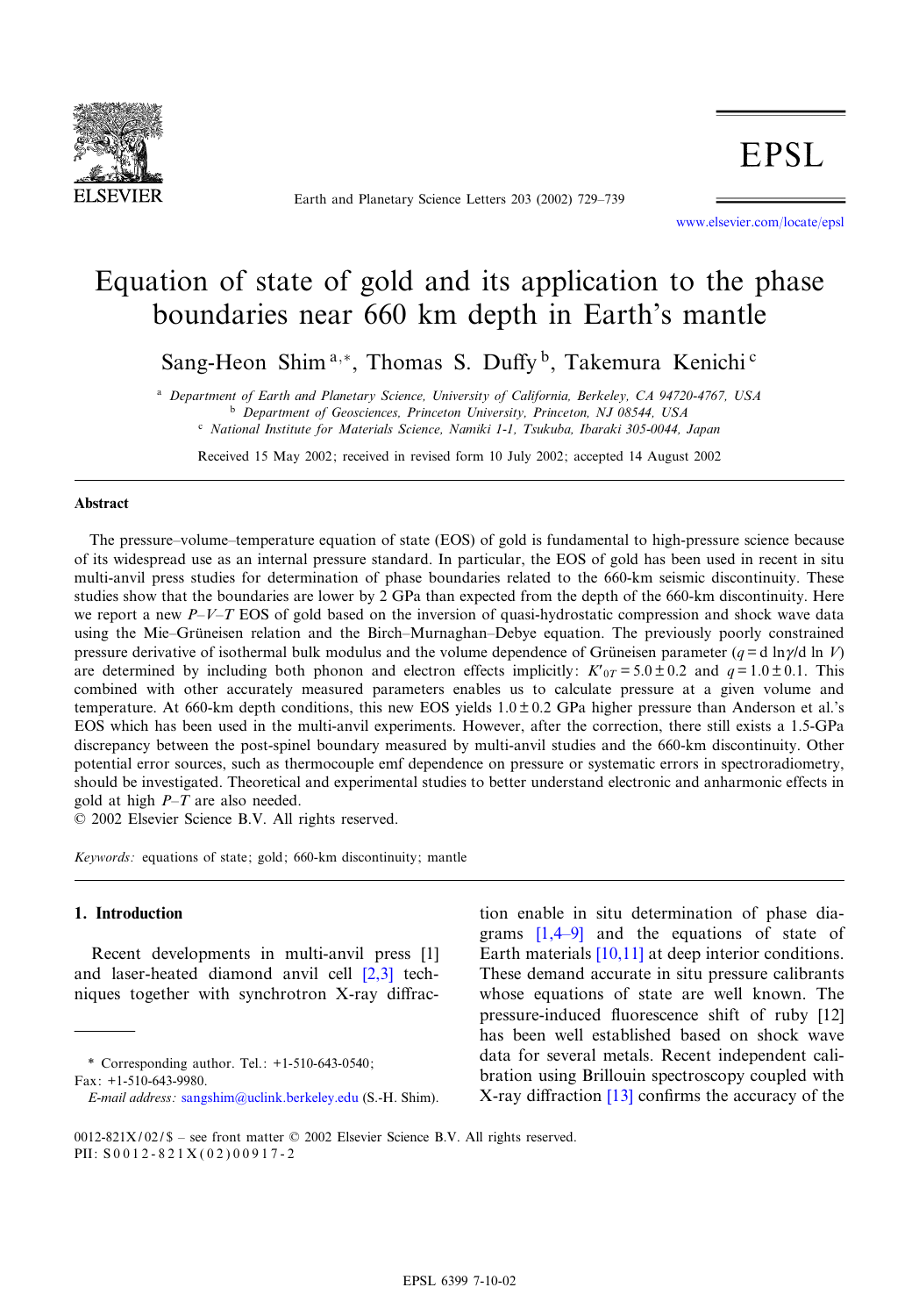# Equation of state of gold and its application to the phase boundaries near 660 km depth in Earth's mantle

Sang-Heon Shim [a,*], Thomas S. Duffy [b], Takemura Kenichi [c]

[a] Department of Earth and Planetary Science, University of California, Berkeley, CA 94720-4767, USA
[b] Department of Geosciences, Princeton University, Princeton, NJ 08544, USA
[c] National Institute for Materials Science, Namiki 1-1, Tsukuba, Ibaraki 305-0044, Japan

Received 15 May 2002; received in revised form 10 July 2002; accepted 14 August 2002

## Abstract

The pressure–volume–temperature equation of state (EOS) of gold is fundamental to high-pressure science because of its widespread use as an internal pressure standard. In particular, the EOS of gold has been used in recent in situ multi-anvil press studies for determination of phase boundaries related to the 660-km seismic discontinuity. These studies show that the boundaries are lower by 2 GPa than expected from the depth of the 660-km discontinuity. Here we report a new $P$–$V$–$T$ EOS of gold based on the inversion of quasi-hydrostatic compression and shock wave data using the Mie–Grüneisen relation and the Birch–Murnaghan–Debye equation. The previously poorly constrained pressure derivative of isothermal bulk modulus and the volume dependence of Grüneisen parameter ($q = \mathrm{d}\ln\gamma/\mathrm{d}\ln V$) are determined by including both phonon and electron effects implicitly: $K'_{0T} = 5.0 \pm 0.2$ and $q = 1.0 \pm 0.1$. This combined with other accurately measured parameters enables us to calculate pressure at a given volume and temperature. At 660-km depth conditions, this new EOS yields $1.0 \pm 0.2$ GPa higher pressure than Anderson et al.'s EOS which has been used in the multi-anvil experiments. However, after the correction, there still exists a 1.5-GPa discrepancy between the post-spinel boundary measured by multi-anvil studies and the 660-km discontinuity. Other potential error sources, such as thermocouple emf dependence on pressure or systematic errors in spectroradiometry, should be investigated. Theoretical and experimental studies to better understand electronic and anharmonic effects in gold at high $P$–$T$ are also needed.

© 2002 Elsevier Science B.V. All rights reserved.

*Keywords:* equations of state; gold; 660-km discontinuity; mantle

## 1. Introduction

Recent developments in multi-anvil press [1] and laser-heated diamond anvil cell [2,3] techniques together with synchrotron X-ray diffraction enable in situ determination of phase diagrams [1,4–9] and the equations of state of Earth materials [10,11] at deep interior conditions. These demand accurate in situ pressure calibrants whose equations of state are well known. The pressure-induced fluorescence shift of ruby [12] has been well established based on shock wave data for several metals. Recent independent calibration using Brillouin spectroscopy coupled with X-ray diffraction [13] confirms the accuracy of the

\* Corresponding author. Tel.: +1-510-643-0540; Fax: +1-510-643-9980.
*E-mail address:* sangshim@uclink.berkeley.edu (S.-H. Shim).

0012-821X/02/$ – see front matter © 2002 Elsevier Science B.V. All rights reserved.
PII: S0012-821X(02)00917-2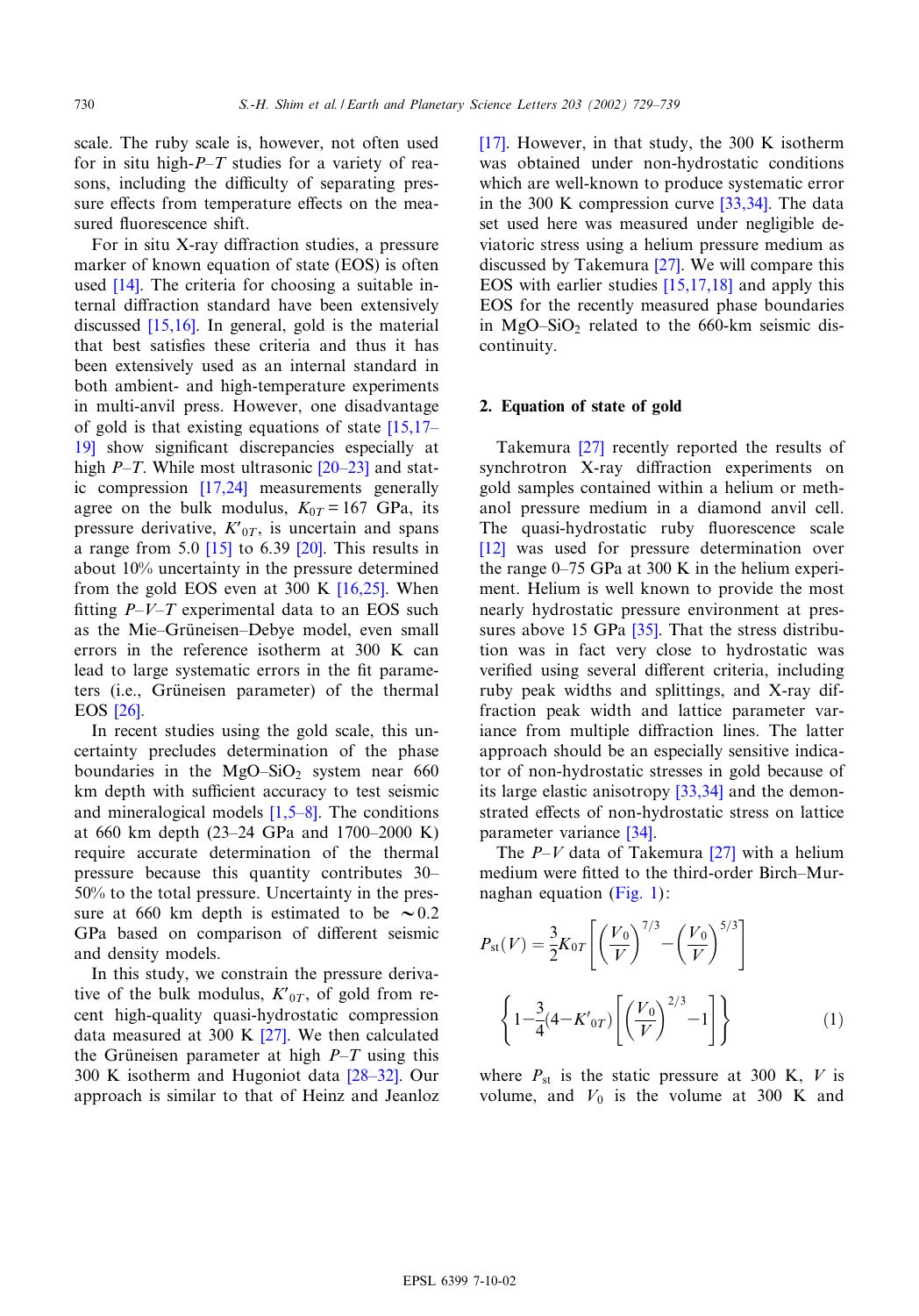scale. The ruby scale is, however, not often used for in situ high-$P$–$T$ studies for a variety of reasons, including the difficulty of separating pressure effects from temperature effects on the measured fluorescence shift.

For in situ X-ray diffraction studies, a pressure marker of known equation of state (EOS) is often used [14]. The criteria for choosing a suitable internal diffraction standard have been extensively discussed [15,16]. In general, gold is the material that best satisfies these criteria and thus it has been extensively used as an internal standard in both ambient- and high-temperature experiments in multi-anvil press. However, one disadvantage of gold is that existing equations of state [15,17–19] show significant discrepancies especially at high $P$–$T$. While most ultrasonic [20–23] and static compression [17,24] measurements generally agree on the bulk modulus, $K_{0T} = 167$ GPa, its pressure derivative, $K'_{0T}$, is uncertain and spans a range from 5.0 [15] to 6.39 [20]. This results in about 10% uncertainty in the pressure determined from the gold EOS even at 300 K [16,25]. When fitting $P$–$V$–$T$ experimental data to an EOS such as the Mie–Grüneisen–Debye model, even small errors in the reference isotherm at 300 K can lead to large systematic errors in the fit parameters (i.e., Grüneisen parameter) of the thermal EOS [26].

In recent studies using the gold scale, this uncertainty precludes determination of the phase boundaries in the $MgO$–$SiO_2$ system near 660 km depth with sufficient accuracy to test seismic and mineralogical models [1,5–8]. The conditions at 660 km depth (23–24 GPa and 1700–2000 K) require accurate determination of the thermal pressure because this quantity contributes 30–50% to the total pressure. Uncertainty in the pressure at 660 km depth is estimated to be $\sim 0.2$ GPa based on comparison of different seismic and density models.

In this study, we constrain the pressure derivative of the bulk modulus, $K'_{0T}$, of gold from recent high-quality quasi-hydrostatic compression data measured at 300 K [27]. We then calculated the Grüneisen parameter at high $P$–$T$ using this 300 K isotherm and Hugoniot data [28–32]. Our approach is similar to that of Heinz and Jeanloz [17]. However, in that study, the 300 K isotherm was obtained under non-hydrostatic conditions which are well-known to produce systematic error in the 300 K compression curve [33,34]. The data set used here was measured under negligible deviatoric stress using a helium pressure medium as discussed by Takemura [27]. We will compare this EOS with earlier studies [15,17,18] and apply this EOS for the recently measured phase boundaries in $MgO$–$SiO_2$ related to the 660-km seismic discontinuity.

## 2. Equation of state of gold

Takemura [27] recently reported the results of synchrotron X-ray diffraction experiments on gold samples contained within a helium or methanol pressure medium in a diamond anvil cell. The quasi-hydrostatic ruby fluorescence scale [12] was used for pressure determination over the range 0–75 GPa at 300 K in the helium experiment. Helium is well known to provide the most nearly hydrostatic pressure environment at pressures above 15 GPa [35]. That the stress distribution was in fact very close to hydrostatic was verified using several different criteria, including ruby peak widths and splittings, and X-ray diffraction peak width and lattice parameter variance from multiple diffraction lines. The latter approach should be an especially sensitive indicator of non-hydrostatic stresses in gold because of its large elastic anisotropy [33,34] and the demonstrated effects of non-hydrostatic stress on lattice parameter variance [34].

The $P$–$V$ data of Takemura [27] with a helium medium were fitted to the third-order Birch–Murnaghan equation (Fig. 1):

$$P_{\rm st}(V) = \frac{3}{2}K_{0T}\left[\left(\frac{V_0}{V}\right)^{7/3} - \left(\frac{V_0}{V}\right)^{5/3}\right]$$

$$\left\{1 - \frac{3}{4}(4 - K'_{0T})\left[\left(\frac{V_0}{V}\right)^{2/3} - 1\right]\right\} \qquad (1)$$

where $P_{\rm st}$ is the static pressure at 300 K, $V$ is volume, and $V_0$ is the volume at 300 K and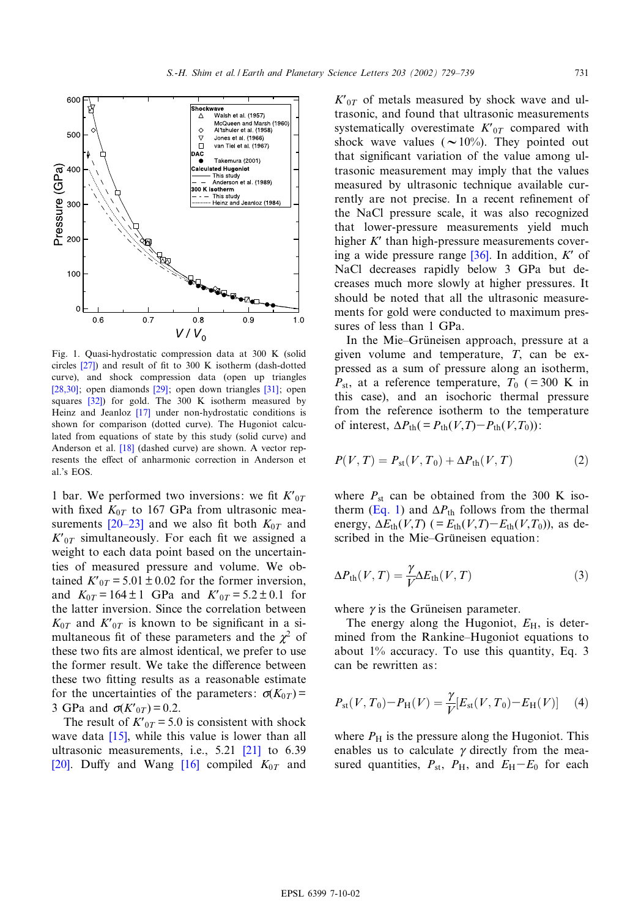Fig. 1. Quasi-hydrostatic compression data at 300 K (solid circles [27]) and result of fit to 300 K isotherm (dash-dotted curve), and shock compression data (open up triangles [28,30]; open diamonds [29]; open down triangles [31]; open squares [32]) for gold. The 300 K isotherm measured by Heinz and Jeanloz [17] under non-hydrostatic conditions is shown for comparison (dotted curve). The Hugoniot calculated from equations of state by this study (solid curve) and Anderson et al. [18] (dashed curve) are shown. A vector represents the effect of anharmonic correction in Anderson et al.'s EOS.

1 bar. We performed two inversions: we fit $K'_{0T}$ with fixed $K_{0T}$ to 167 GPa from ultrasonic measurements [20–23] and we also fit both $K_{0T}$ and $K'_{0T}$ simultaneously. For each fit we assigned a weight to each data point based on the uncertainties of measured pressure and volume. We obtained $K'_{0T} = 5.01 \pm 0.02$ for the former inversion, and $K_{0T} = 164 \pm 1$ GPa and $K'_{0T} = 5.2 \pm 0.1$ for the latter inversion. Since the correlation between $K_{0T}$ and $K'_{0T}$ is known to be significant in a simultaneous fit of these parameters and the $\chi^2$ of these two fits are almost identical, we prefer to use the former result. We take the difference between these two fitting results as a reasonable estimate for the uncertainties of the parameters: $\sigma(K_{0T}) =$ 3 GPa and $\sigma(K'_{0T}) = 0.2$.

The result of $K'_{0T} = 5.0$ is consistent with shock wave data [15], while this value is lower than all ultrasonic measurements, i.e., 5.21 [21] to 6.39 [20]. Duffy and Wang [16] compiled $K_{0T}$ and $K'_{0T}$ of metals measured by shock wave and ultrasonic, and found that ultrasonic measurements systematically overestimate $K'_{0T}$ compared with shock wave values (~10%). They pointed out that significant variation of the value among ultrasonic measurement may imply that the values measured by ultrasonic technique available currently are not precise. In a recent refinement of the NaCl pressure scale, it was also recognized that lower-pressure measurements yield much higher $K'$ than high-pressure measurements covering a wide pressure range [36]. In addition, $K'$ of NaCl decreases rapidly below 3 GPa but decreases much more slowly at higher pressures. It should be noted that all the ultrasonic measurements for gold were conducted to maximum pressures of less than 1 GPa.

In the Mie–Grüneisen approach, pressure at a given volume and temperature, $T$, can be expressed as a sum of pressure along an isotherm, $P_{st}$, at a reference temperature, $T_0$ (= 300 K in this case), and an isochoric thermal pressure from the reference isotherm to the temperature of interest, $\Delta P_{th}(= P_{th}(V,T) - P_{th}(V,T_0))$:

$$P(V,T) = P_{st}(V,T_0) + \Delta P_{th}(V,T) \tag{2}$$

where $P_{st}$ can be obtained from the 300 K isotherm (Eq. 1) and $\Delta P_{th}$ follows from the thermal energy, $\Delta E_{th}(V,T)$ (= $E_{th}(V,T) - E_{th}(V,T_0)$), as described in the Mie–Grüneisen equation:

$$\Delta P_{th}(V,T) = \frac{\gamma}{V}\Delta E_{th}(V,T) \tag{3}$$

where $\gamma$ is the Grüneisen parameter.

The energy along the Hugoniot, $E_H$, is determined from the Rankine–Hugoniot equations to about 1% accuracy. To use this quantity, Eq. 3 can be rewritten as:

$$P_{st}(V,T_0) - P_H(V) = \frac{\gamma}{V}[E_{st}(V,T_0) - E_H(V)] \tag{4}$$

where $P_H$ is the pressure along the Hugoniot. This enables us to calculate $\gamma$ directly from the measured quantities, $P_{st}$, $P_H$, and $E_H - E_0$ for each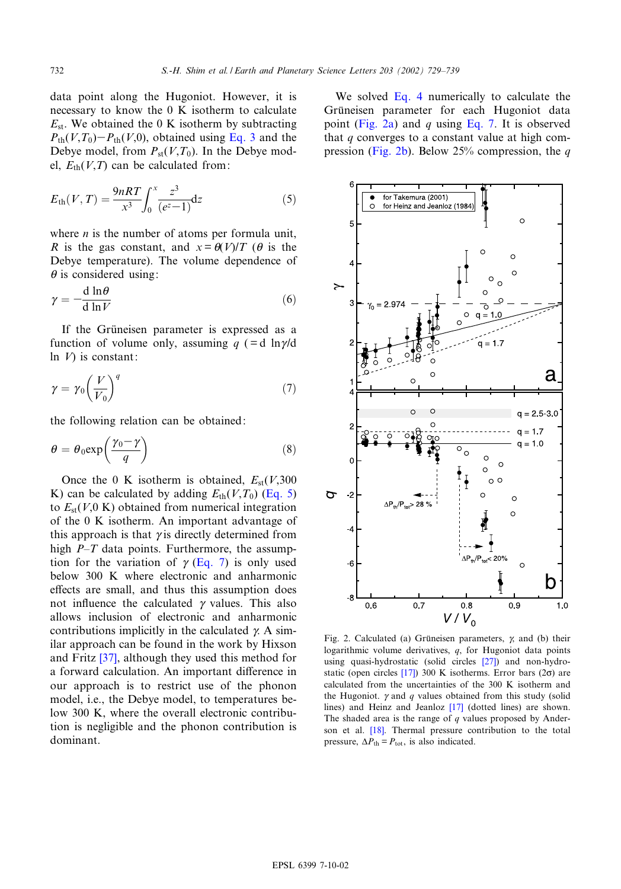data point along the Hugoniot. However, it is necessary to know the 0 K isotherm to calculate $E_{st}$. We obtained the 0 K isotherm by subtracting $P_{th}(V,T_0)-P_{th}(V,0)$, obtained using Eq. 3 and the Debye model, from $P_{st}(V,T_0)$. In the Debye model, $E_{th}(V,T)$ can be calculated from:

$$E_{th}(V,T) = \frac{9nRT}{x^3}\int_0^x \frac{z^3}{(e^z-1)}dz \tag{5}$$

where $n$ is the number of atoms per formula unit, $R$ is the gas constant, and $x=\theta(V)/T$ ($\theta$ is the Debye temperature). The volume dependence of $\theta$ is considered using:

$$\gamma = -\frac{d\ln\theta}{d\ln V} \tag{6}$$

If the Grüneisen parameter is expressed as a function of volume only, assuming $q$ ($=d\ln\gamma/d\ln V$) is constant:

$$\gamma = \gamma_0\left(\frac{V}{V_0}\right)^q \tag{7}$$

the following relation can be obtained:

$$\theta = \theta_0 \exp\left(\frac{\gamma_0-\gamma}{q}\right) \tag{8}$$

Once the 0 K isotherm is obtained, $E_{st}(V,300\ K)$ can be calculated by adding $E_{th}(V,T_0)$ (Eq. 5) to $E_{st}(V,0\ K)$ obtained from numerical integration of the 0 K isotherm. An important advantage of this approach is that $\gamma$ is directly determined from high $P$–$T$ data points. Furthermore, the assumption for the variation of $\gamma$ (Eq. 7) is only used below 300 K where electronic and anharmonic effects are small, and thus this assumption does not influence the calculated $\gamma$ values. This also allows inclusion of electronic and anharmonic contributions implicitly in the calculated $\gamma$. A similar approach can be found in the work by Hixson and Fritz [37], although they used this method for a forward calculation. An important difference in our approach is to restrict use of the phonon model, i.e., the Debye model, to temperatures below 300 K, where the overall electronic contribution is negligible and the phonon contribution is dominant.

We solved Eq. 4 numerically to calculate the Grüneisen parameter for each Hugoniot data point (Fig. 2a) and $q$ using Eq. 7. It is observed that $q$ converges to a constant value at high compression (Fig. 2b). Below 25% compression, the $q$

Fig. 2. Calculated (a) Grüneisen parameters, $\gamma$, and (b) their logarithmic volume derivatives, $q$, for Hugoniot data points using quasi-hydrostatic (solid circles [27]) and non-hydrostatic (open circles [17]) 300 K isotherms. Error bars (2σ) are calculated from the uncertainties of the 300 K isotherm and the Hugoniot. $\gamma$ and $q$ values obtained from this study (solid lines) and Heinz and Jeanloz [17] (dotted lines) are shown. The shaded area is the range of $q$ values proposed by Anderson et al. [18]. Thermal pressure contribution to the total pressure, $\Delta P_{th}=P_{tot}$, is also indicated.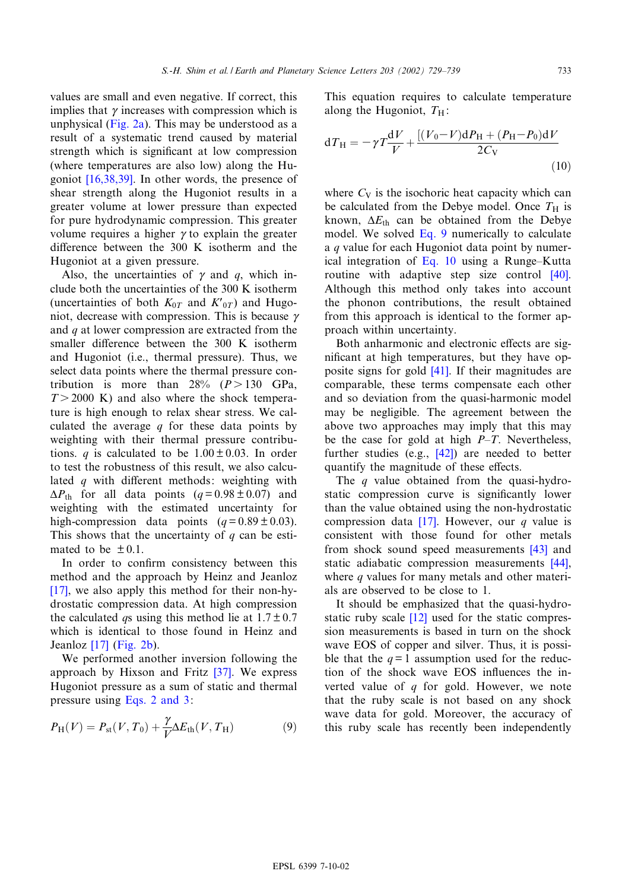values are small and even negative. If correct, this implies that $\gamma$ increases with compression which is unphysical (Fig. 2a). This may be understood as a result of a systematic trend caused by material strength which is significant at low compression (where temperatures are also low) along the Hugoniot [16,38,39]. In other words, the presence of shear strength along the Hugoniot results in a greater volume at lower pressure than expected for pure hydrodynamic compression. This greater volume requires a higher $\gamma$ to explain the greater difference between the 300 K isotherm and the Hugoniot at a given pressure.

Also, the uncertainties of $\gamma$ and $q$, which include both the uncertainties of the 300 K isotherm (uncertainties of both $K_{0T}$ and $K'_{0T}$) and Hugoniot, decrease with compression. This is because $\gamma$ and $q$ at lower compression are extracted from the smaller difference between the 300 K isotherm and Hugoniot (i.e., thermal pressure). Thus, we select data points where the thermal pressure contribution is more than 28% ($P > 130$ GPa, $T > 2000$ K) and also where the shock temperature is high enough to relax shear stress. We calculated the average $q$ for these data points by weighting with their thermal pressure contributions. $q$ is calculated to be $1.00 \pm 0.03$. In order to test the robustness of this result, we also calculated $q$ with different methods: weighting with $\Delta P_{th}$ for all data points ($q = 0.98 \pm 0.07$) and weighting with the estimated uncertainty for high-compression data points ($q = 0.89 \pm 0.03$). This shows that the uncertainty of $q$ can be estimated to be $\pm 0.1$.

In order to confirm consistency between this method and the approach by Heinz and Jeanloz [17], we also apply this method for their non-hydrostatic compression data. At high compression the calculated $q$s using this method lie at $1.7 \pm 0.7$ which is identical to those found in Heinz and Jeanloz [17] (Fig. 2b).

We performed another inversion following the approach by Hixson and Fritz [37]. We express Hugoniot pressure as a sum of static and thermal pressure using Eqs. 2 and 3:

$$P_{\mathrm{H}}(V) = P_{\mathrm{st}}(V, T_0) + \frac{\gamma}{V}\Delta E_{\mathrm{th}}(V, T_{\mathrm{H}}) \tag{9}$$

This equation requires to calculate temperature along the Hugoniot, $T_{\mathrm{H}}$:

$$\mathrm{d}T_{\mathrm{H}} = -\gamma T \frac{\mathrm{d}V}{V} + \frac{[(V_0 - V)\mathrm{d}P_{\mathrm{H}} + (P_{\mathrm{H}} - P_0)\mathrm{d}V]}{2C_{\mathrm{V}}} \tag{10}$$

where $C_{\mathrm{V}}$ is the isochoric heat capacity which can be calculated from the Debye model. Once $T_{\mathrm{H}}$ is known, $\Delta E_{\mathrm{th}}$ can be obtained from the Debye model. We solved Eq. 9 numerically to calculate a $q$ value for each Hugoniot data point by numerical integration of Eq. 10 using a Runge–Kutta routine with adaptive step size control [40]. Although this method only takes into account the phonon contributions, the result obtained from this approach is identical to the former approach within uncertainty.

Both anharmonic and electronic effects are significant at high temperatures, but they have opposite signs for gold [41]. If their magnitudes are comparable, these terms compensate each other and so deviation from the quasi-harmonic model may be negligible. The agreement between the above two approaches may imply that this may be the case for gold at high $P$–$T$. Nevertheless, further studies (e.g., [42]) are needed to better quantify the magnitude of these effects.

The $q$ value obtained from the quasi-hydrostatic compression curve is significantly lower than the value obtained using the non-hydrostatic compression data [17]. However, our $q$ value is consistent with those found for other metals from shock sound speed measurements [43] and static adiabatic compression measurements [44], where $q$ values for many metals and other materials are observed to be close to 1.

It should be emphasized that the quasi-hydrostatic ruby scale [12] used for the static compression measurements is based in turn on the shock wave EOS of copper and silver. Thus, it is possible that the $q = 1$ assumption used for the reduction of the shock wave EOS influences the inverted value of $q$ for gold. However, we note that the ruby scale is not based on any shock wave data for gold. Moreover, the accuracy of this ruby scale has recently been independently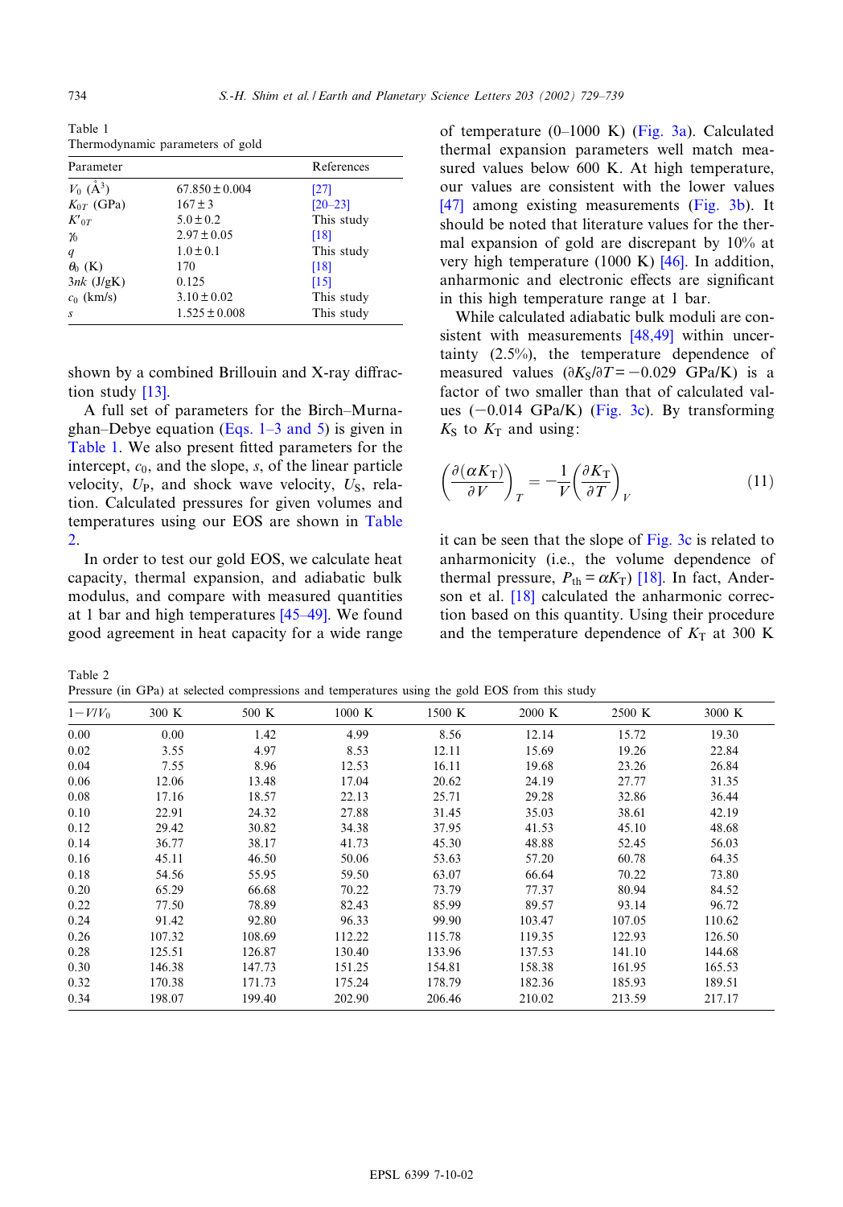Table 1
Thermodynamic parameters of gold

| Parameter | | References |
|---|---|---|
| $V_0$ (Å$^3$) | 67.850 ± 0.004 | [27] |
| $K_{0T}$ (GPa) | 167 ± 3 | [20–23] |
| $K'_{0T}$ | 5.0 ± 0.2 | This study |
| $\gamma_0$ | 2.97 ± 0.05 | [18] |
| $q$ | 1.0 ± 0.1 | This study |
| $\theta_0$ (K) | 170 | [18] |
| $3nk$ (J/gK) | 0.125 | [15] |
| $c_0$ (km/s) | 3.10 ± 0.02 | This study |
| $s$ | 1.525 ± 0.008 | This study |

shown by a combined Brillouin and X-ray diffraction study [13].

A full set of parameters for the Birch–Murnaghan–Debye equation (Eqs. 1–3 and 5) is given in Table 1. We also present fitted parameters for the intercept, $c_0$, and the slope, $s$, of the linear particle velocity, $U_P$, and shock wave velocity, $U_S$, relation. Calculated pressures for given volumes and temperatures using our EOS are shown in Table 2.

In order to test our gold EOS, we calculate heat capacity, thermal expansion, and adiabatic bulk modulus, and compare with measured quantities at 1 bar and high temperatures [45–49]. We found good agreement in heat capacity for a wide range of temperature (0–1000 K) (Fig. 3a). Calculated thermal expansion parameters well match measured values below 600 K. At high temperature, our values are consistent with the lower values [47] among existing measurements (Fig. 3b). It should be noted that literature values for the thermal expansion of gold are discrepant by 10% at very high temperature (1000 K) [46]. In addition, anharmonic and electronic effects are significant in this high temperature range at 1 bar.

While calculated adiabatic bulk moduli are consistent with measurements [48,49] within uncertainty (2.5%), the temperature dependence of measured values ($\partial K_S/\partial T = -0.029$ GPa/K) is a factor of two smaller than that of calculated values (−0.014 GPa/K) (Fig. 3c). By transforming $K_S$ to $K_T$ and using:

$$\left(\frac{\partial(\alpha K_T)}{\partial V}\right)_T = -\frac{1}{V}\left(\frac{\partial K_T}{\partial T}\right)_V \tag{11}$$

it can be seen that the slope of Fig. 3c is related to anharmonicity (i.e., the volume dependence of thermal pressure, $P_{th} = \alpha K_T$) [18]. In fact, Anderson et al. [18] calculated the anharmonic correction based on this quantity. Using their procedure and the temperature dependence of $K_T$ at 300 K

Table 2
Pressure (in GPa) at selected compressions and temperatures using the gold EOS from this study

| $1-V/V_0$ | 300 K | 500 K | 1000 K | 1500 K | 2000 K | 2500 K | 3000 K |
|---|---|---|---|---|---|---|---|
| 0.00 | 0.00 | 1.42 | 4.99 | 8.56 | 12.14 | 15.72 | 19.30 |
| 0.02 | 3.55 | 4.97 | 8.53 | 12.11 | 15.69 | 19.26 | 22.84 |
| 0.04 | 7.55 | 8.96 | 12.53 | 16.11 | 19.68 | 23.26 | 26.84 |
| 0.06 | 12.06 | 13.48 | 17.04 | 20.62 | 24.19 | 27.77 | 31.35 |
| 0.08 | 17.16 | 18.57 | 22.13 | 25.71 | 29.28 | 32.86 | 36.44 |
| 0.10 | 22.91 | 24.32 | 27.88 | 31.45 | 35.03 | 38.61 | 42.19 |
| 0.12 | 29.42 | 30.82 | 34.38 | 37.95 | 41.53 | 45.10 | 48.68 |
| 0.14 | 36.77 | 38.17 | 41.73 | 45.30 | 48.88 | 52.45 | 56.03 |
| 0.16 | 45.11 | 46.50 | 50.06 | 53.63 | 57.20 | 60.78 | 64.35 |
| 0.18 | 54.56 | 55.95 | 59.50 | 63.07 | 66.64 | 70.22 | 73.80 |
| 0.20 | 65.29 | 66.68 | 70.22 | 73.79 | 77.37 | 80.94 | 84.52 |
| 0.22 | 77.50 | 78.89 | 82.43 | 85.99 | 89.57 | 93.14 | 96.72 |
| 0.24 | 91.42 | 92.80 | 96.33 | 99.90 | 103.47 | 107.05 | 110.62 |
| 0.26 | 107.32 | 108.69 | 112.22 | 115.78 | 119.35 | 122.93 | 126.50 |
| 0.28 | 125.51 | 126.87 | 130.40 | 133.96 | 137.53 | 141.10 | 144.68 |
| 0.30 | 146.38 | 147.73 | 151.25 | 154.81 | 158.38 | 161.95 | 165.53 |
| 0.32 | 170.38 | 171.73 | 175.24 | 178.79 | 182.36 | 185.93 | 189.51 |
| 0.34 | 198.07 | 199.40 | 202.90 | 206.46 | 210.02 | 213.59 | 217.17 |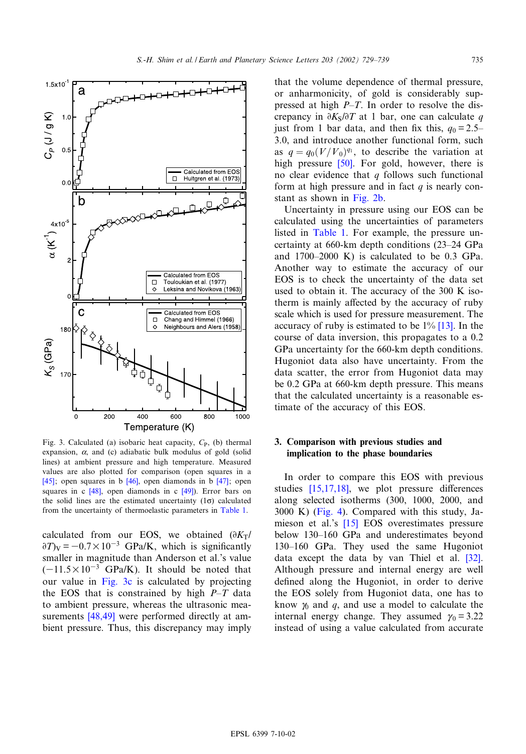Fig. 3. Calculated (a) isobaric heat capacity, $C_P$, (b) thermal expansion, $\alpha$, and (c) adiabatic bulk modulus of gold (solid lines) at ambient pressure and high temperature. Measured values are also plotted for comparison (open squares in a [45]; open squares in b [46], open diamonds in b [47]; open squares in c [48], open diamonds in c [49]). Error bars on the solid lines are the estimated uncertainty (1σ) calculated from the uncertainty of thermoelastic parameters in Table 1.

calculated from our EOS, we obtained $(\partial K_T/\partial T)_V = -0.7\times10^{-3}$ GPa/K, which is significantly smaller in magnitude than Anderson et al.'s value ($-11.5\times10^{-3}$ GPa/K). It should be noted that our value in Fig. 3c is calculated by projecting the EOS that is constrained by high $P$–$T$ data to ambient pressure, whereas the ultrasonic measurements [48,49] were performed directly at ambient pressure. Thus, this discrepancy may imply that the volume dependence of thermal pressure, or anharmonicity, of gold is considerably suppressed at high $P$–$T$. In order to resolve the discrepancy in $\partial K_S/\partial T$ at 1 bar, one can calculate $q$ just from 1 bar data, and then fix this, $q_0 = 2.5$–$3.0$, and introduce another functional form, such as $q = q_0(V/V_0)^{q_1}$, to describe the variation at high pressure [50]. For gold, however, there is no clear evidence that $q$ follows such functional form at high pressure and in fact $q$ is nearly constant as shown in Fig. 2b.

Uncertainty in pressure using our EOS can be calculated using the uncertainties of parameters listed in Table 1. For example, the pressure uncertainty at 660-km depth conditions (23–24 GPa and 1700–2000 K) is calculated to be 0.3 GPa. Another way to estimate the accuracy of our EOS is to check the uncertainty of the data set used to obtain it. The accuracy of the 300 K isotherm is mainly affected by the accuracy of ruby scale which is used for pressure measurement. The accuracy of ruby is estimated to be 1% [13]. In the course of data inversion, this propagates to a 0.2 GPa uncertainty for the 660-km depth conditions. Hugoniot data also have uncertainty. From the data scatter, the error from Hugoniot data may be 0.2 GPa at 660-km depth pressure. This means that the calculated uncertainty is a reasonable estimate of the accuracy of this EOS.

## 3. Comparison with previous studies and implication to the phase boundaries

In order to compare this EOS with previous studies [15,17,18], we plot pressure differences along selected isotherms (300, 1000, 2000, and 3000 K) (Fig. 4). Compared with this study, Jamieson et al.'s [15] EOS overestimates pressure below 130–160 GPa and underestimates beyond 130–160 GPa. They used the same Hugoniot data except the data by van Thiel et al. [32]. Although pressure and internal energy are well defined along the Hugoniot, in order to derive the EOS solely from Hugoniot data, one has to know $\gamma_0$ and $q$, and use a model to calculate the internal energy change. They assumed $\gamma_0 = 3.22$ instead of using a value calculated from accurate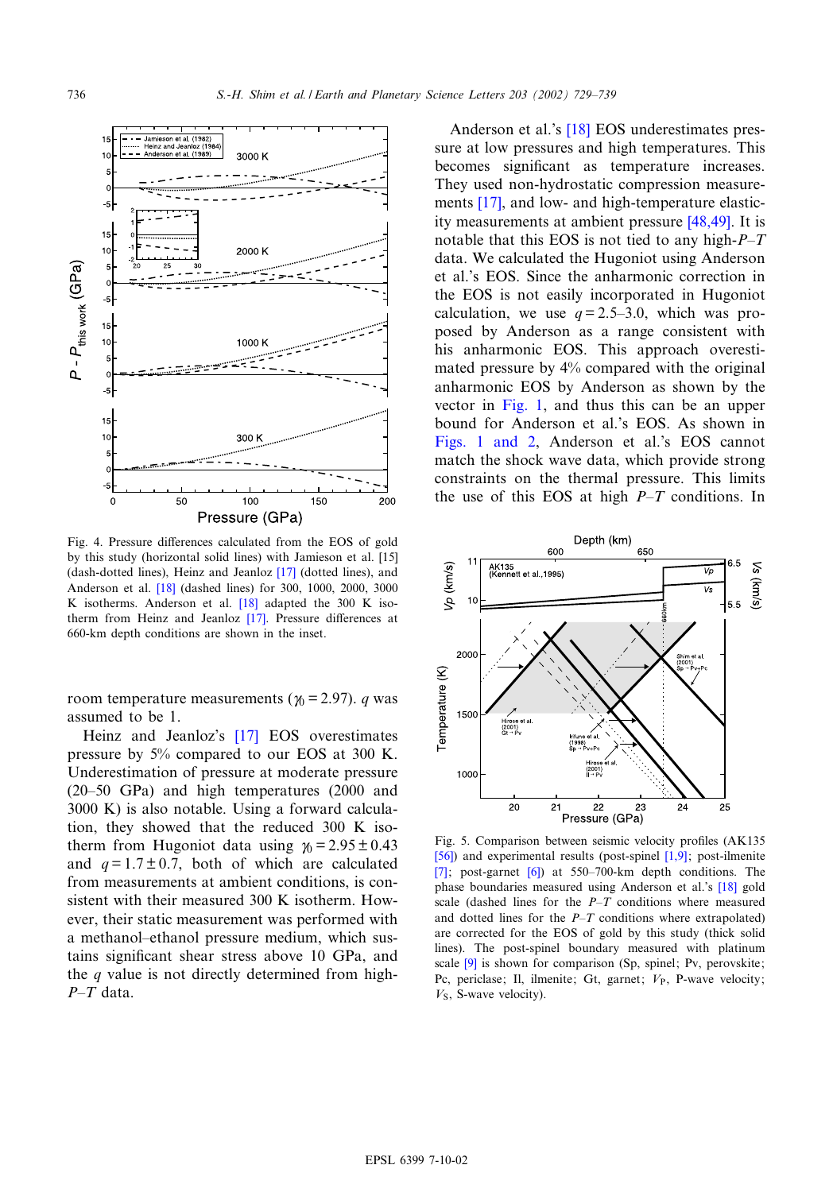Fig. 4. Pressure differences calculated from the EOS of gold by this study (horizontal solid lines) with Jamieson et al. [15] (dash-dotted lines), Heinz and Jeanloz [17] (dotted lines), and Anderson et al. [18] (dashed lines) for 300, 1000, 2000, 3000 K isotherms. Anderson et al. [18] adapted the 300 K isotherm from Heinz and Jeanloz [17]. Pressure differences at 660-km depth conditions are shown in the inset.

room temperature measurements ($\gamma_0 = 2.97$). $q$ was assumed to be 1.

Heinz and Jeanloz's [17] EOS overestimates pressure by 5% compared to our EOS at 300 K. Underestimation of pressure at moderate pressure (20–50 GPa) and high temperatures (2000 and 3000 K) is also notable. Using a forward calculation, they showed that the reduced 300 K isotherm from Hugoniot data using $\gamma_0 = 2.95 \pm 0.43$ and $q = 1.7 \pm 0.7$, both of which are calculated from measurements at ambient conditions, is consistent with their measured 300 K isotherm. However, their static measurement was performed with a methanol–ethanol pressure medium, which sustains significant shear stress above 10 GPa, and the $q$ value is not directly determined from high-$P$–$T$ data.

Anderson et al.'s [18] EOS underestimates pressure at low pressures and high temperatures. This becomes significant as temperature increases. They used non-hydrostatic compression measurements [17], and low- and high-temperature elasticity measurements at ambient pressure [48,49]. It is notable that this EOS is not tied to any high-$P$–$T$ data. We calculated the Hugoniot using Anderson et al.'s EOS. Since the anharmonic correction in the EOS is not easily incorporated in Hugoniot calculation, we use $q = 2.5$–$3.0$, which was proposed by Anderson as a range consistent with his anharmonic EOS. This approach overestimated pressure by 4% compared with the original anharmonic EOS by Anderson as shown by the vector in Fig. 1, and thus this can be an upper bound for Anderson et al.'s EOS. As shown in Figs. 1 and 2, Anderson et al.'s EOS cannot match the shock wave data, which provide strong constraints on the thermal pressure. This limits the use of this EOS at high $P$–$T$ conditions. In

Fig. 5. Comparison between seismic velocity profiles (AK135 [56]) and experimental results (post-spinel [1,9]; post-ilmenite [7]; post-garnet [6]) at 550–700-km depth conditions. The phase boundaries measured using Anderson et al.'s [18] gold scale (dashed lines for the $P$–$T$ conditions where measured and dotted lines for the $P$–$T$ conditions where extrapolated) are corrected for the EOS of gold by this study (thick solid lines). The post-spinel boundary measured with platinum scale [9] is shown for comparison (Sp, spinel; Pv, perovskite; Pc, periclase; Il, ilmenite; Gt, garnet; $V_P$, P-wave velocity; $V_S$, S-wave velocity).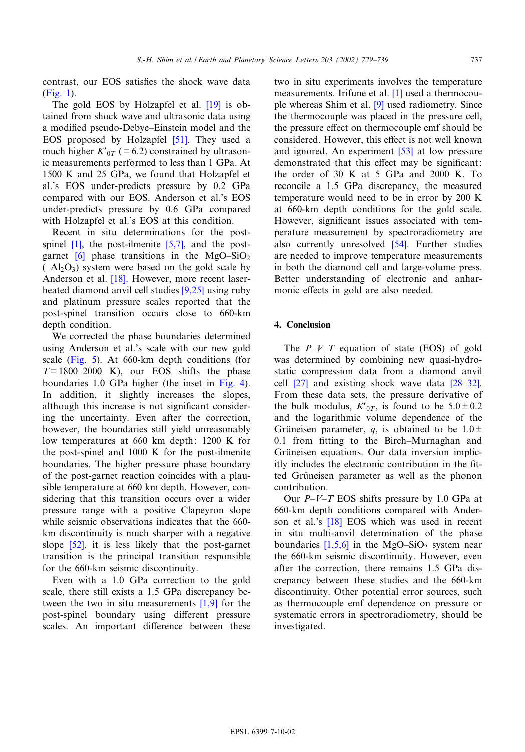contrast, our EOS satisfies the shock wave data (Fig. 1).

The gold EOS by Holzapfel et al. [19] is obtained from shock wave and ultrasonic data using a modified pseudo-Debye–Einstein model and the EOS proposed by Holzapfel [51]. They used a much higher $K'_{0T}$ (= 6.2) constrained by ultrasonic measurements performed to less than 1 GPa. At 1500 K and 25 GPa, we found that Holzapfel et al.'s EOS under-predicts pressure by 0.2 GPa compared with our EOS. Anderson et al.'s EOS under-predicts pressure by 0.6 GPa compared with Holzapfel et al.'s EOS at this condition.

Recent in situ determinations for the post-spinel [1], the post-ilmenite [5,7], and the post-garnet [6] phase transitions in the $MgO–SiO_2$ ($–Al_2O_3$) system were based on the gold scale by Anderson et al. [18]. However, more recent laser-heated diamond anvil cell studies [9,25] using ruby and platinum pressure scales reported that the post-spinel transition occurs close to 660-km depth condition.

We corrected the phase boundaries determined using Anderson et al.'s scale with our new gold scale (Fig. 5). At 660-km depth conditions (for $T$ = 1800–2000 K), our EOS shifts the phase boundaries 1.0 GPa higher (the inset in Fig. 4). In addition, it slightly increases the slopes, although this increase is not significant considering the uncertainty. Even after the correction, however, the boundaries still yield unreasonably low temperatures at 660 km depth: 1200 K for the post-spinel and 1000 K for the post-ilmenite boundaries. The higher pressure phase boundary of the post-garnet reaction coincides with a plausible temperature at 660 km depth. However, considering that this transition occurs over a wider pressure range with a positive Clapeyron slope while seismic observations indicate that the 660-km discontinuity is much sharper with a negative slope [52], it is less likely that the post-garnet transition is the principal transition responsible for the 660-km seismic discontinuity.

Even with a 1.0 GPa correction to the gold scale, there still exists a 1.5 GPa discrepancy between the two in situ measurements [1,9] for the post-spinel boundary using different pressure scales. An important difference between these two in situ experiments involves the temperature measurements. Irifune et al. [1] used a thermocouple whereas Shim et al. [9] used radiometry. Since the thermocouple was placed in the pressure cell, the pressure effect on thermocouple emf should be considered. However, this effect is not well known and ignored. An experiment [53] at low pressure demonstrated that this effect may be significant: the order of 30 K at 5 GPa and 2000 K. To reconcile a 1.5 GPa discrepancy, the measured temperature would need to be in error by 200 K at 660-km depth conditions for the gold scale. However, significant issues associated with temperature measurement by spectroradiometry are also currently unresolved [54]. Further studies are needed to improve temperature measurements in both the diamond cell and large-volume press. Better understanding of electronic and anharmonic effects in gold are also needed.

## 4. Conclusion

The $P–V–T$ equation of state (EOS) of gold was determined by combining new quasi-hydrostatic compression data from a diamond anvil cell [27] and existing shock wave data [28–32]. From these data sets, the pressure derivative of the bulk modulus, $K'_{0T}$, is found to be $5.0 \pm 0.2$ and the logarithmic volume dependence of the Grüneisen parameter, $q$, is obtained to be $1.0 \pm 0.1$ from fitting to the Birch–Murnaghan and Grüneisen equations. Our data inversion implicitly includes the electronic contribution in the fitted Grüneisen parameter as well as the phonon contribution.

Our $P–V–T$ EOS shifts pressure by 1.0 GPa at 660-km depth conditions compared with Anderson et al.'s [18] EOS which was used in recent in situ multi-anvil determination of the phase boundaries [1,5,6] in the $MgO–SiO_2$ system near the 660-km seismic discontinuity. However, even after the correction, there remains 1.5 GPa discrepancy between these studies and the 660-km discontinuity. Other potential error sources, such as thermocouple emf dependence on pressure or systematic errors in spectroradiometry, should be investigated.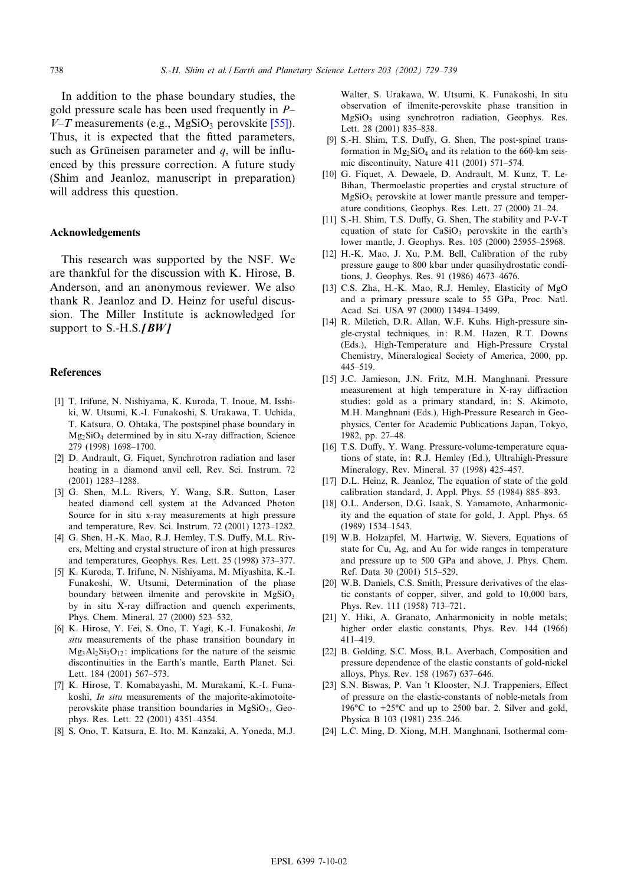In addition to the phase boundary studies, the gold pressure scale has been used frequently in $P$–$V$–$T$ measurements (e.g., $MgSiO_3$ perovskite [55]). Thus, it is expected that the fitted parameters, such as Grüneisen parameter and $q$, will be influenced by this pressure correction. A future study (Shim and Jeanloz, manuscript in preparation) will address this question.

## Acknowledgements

This research was supported by the NSF. We are thankful for the discussion with K. Hirose, B. Anderson, and an anonymous reviewer. We also thank R. Jeanloz and D. Heinz for useful discussion. The Miller Institute is acknowledged for support to S.-H.S.***[BW]***

## References

[1] T. Irifune, N. Nishiyama, K. Kuroda, T. Inoue, M. Isshiki, W. Utsumi, K.-I. Funakoshi, S. Urakawa, T. Uchida, T. Katsura, O. Ohtaka, The postspinel phase boundary in $Mg_2SiO_4$ determined by in situ X-ray diffraction, Science 279 (1998) 1698–1700.

[2] D. Andrault, G. Fiquet, Synchrotron radiation and laser heating in a diamond anvil cell, Rev. Sci. Instrum. 72 (2001) 1283–1288.

[3] G. Shen, M.L. Rivers, Y. Wang, S.R. Sutton, Laser heated diamond cell system at the Advanced Photon Source for in situ x-ray measurements at high pressure and temperature, Rev. Sci. Instrum. 72 (2001) 1273–1282.

[4] G. Shen, H.-K. Mao, R.J. Hemley, T.S. Duffy, M.L. Rivers, Melting and crystal structure of iron at high pressures and temperatures, Geophys. Res. Lett. 25 (1998) 373–377.

[5] K. Kuroda, T. Irifune, N. Nishiyama, M. Miyashita, K.-I. Funakoshi, W. Utsumi, Determination of the phase boundary between ilmenite and perovskite in $MgSiO_3$ by in situ X-ray diffraction and quench experiments, Phys. Chem. Mineral. 27 (2000) 523–532.

[6] K. Hirose, Y. Fei, S. Ono, T. Yagi, K.-I. Funakoshi, *In situ* measurements of the phase transition boundary in $Mg_3Al_2Si_3O_{12}$: implications for the nature of the seismic discontinuities in the Earth's mantle, Earth Planet. Sci. Lett. 184 (2001) 567–573.

[7] K. Hirose, T. Komabayashi, M. Murakami, K.-I. Funakoshi, *In situ* measurements of the majorite-akimotoite-perovskite phase transition boundaries in $MgSiO_3$, Geophys. Res. Lett. 22 (2001) 4351–4354.

[8] S. Ono, T. Katsura, E. Ito, M. Kanzaki, A. Yoneda, M.J. Walter, S. Urakawa, W. Utsumi, K. Funakoshi, In situ observation of ilmenite-perovskite phase transition in $MgSiO_3$ using synchrotron radiation, Geophys. Res. Lett. 28 (2001) 835–838.

[9] S.-H. Shim, T.S. Duffy, G. Shen, The post-spinel transformation in $Mg_2SiO_4$ and its relation to the 660-km seismic discontinuity, Nature 411 (2001) 571–574.

[10] G. Fiquet, A. Dewaele, D. Andrault, M. Kunz, T. Le-Bihan, Thermoelastic properties and crystal structure of $MgSiO_3$ perovskite at lower mantle pressure and temperature conditions, Geophys. Res. Lett. 27 (2000) 21–24.

[11] S.-H. Shim, T.S. Duffy, G. Shen, The stability and P-V-T equation of state for $CaSiO_3$ perovskite in the earth's lower mantle, J. Geophys. Res. 105 (2000) 25955–25968.

[12] H.-K. Mao, J. Xu, P.M. Bell, Calibration of the ruby pressure gauge to 800 kbar under quasihydrostatic conditions, J. Geophys. Res. 91 (1986) 4673–4676.

[13] C.S. Zha, H.-K. Mao, R.J. Hemley, Elasticity of MgO and a primary pressure scale to 55 GPa, Proc. Natl. Acad. Sci. USA 97 (2000) 13494–13499.

[14] R. Miletich, D.R. Allan, W.F. Kuhs. High-pressure single-crystal techniques, in: R.M. Hazen, R.T. Downs (Eds.), High-Temperature and High-Pressure Crystal Chemistry, Mineralogical Society of America, 2000, pp. 445–519.

[15] J.C. Jamieson, J.N. Fritz, M.H. Manghnani. Pressure measurement at high temperature in X-ray diffraction studies: gold as a primary standard, in: S. Akimoto, M.H. Manghnani (Eds.), High-Pressure Research in Geophysics, Center for Academic Publications Japan, Tokyo, 1982, pp. 27–48.

[16] T.S. Duffy, Y. Wang. Pressure-volume-temperature equations of state, in: R.J. Hemley (Ed.), Ultrahigh-Pressure Mineralogy, Rev. Mineral. 37 (1998) 425–457.

[17] D.L. Heinz, R. Jeanloz, The equation of state of the gold calibration standard, J. Appl. Phys. 55 (1984) 885–893.

[18] O.L. Anderson, D.G. Isaak, S. Yamamoto, Anharmonicity and the equation of state for gold, J. Appl. Phys. 65 (1989) 1534–1543.

[19] W.B. Holzapfel, M. Hartwig, W. Sievers, Equations of state for Cu, Ag, and Au for wide ranges in temperature and pressure up to 500 GPa and above, J. Phys. Chem. Ref. Data 30 (2001) 515–529.

[20] W.B. Daniels, C.S. Smith, Pressure derivatives of the elastic constants of copper, silver, and gold to 10,000 bars, Phys. Rev. 111 (1958) 713–721.

[21] Y. Hiki, A. Granato, Anharmonicity in noble metals; higher order elastic constants, Phys. Rev. 144 (1966) 411–419.

[22] B. Golding, S.C. Moss, B.L. Averbach, Composition and pressure dependence of the elastic constants of gold-nickel alloys, Phys. Rev. 158 (1967) 637–646.

[23] S.N. Biswas, P. Van 't Klooster, N.J. Trappeniers, Effect of pressure on the elastic-constants of noble-metals from 196°C to +25°C and up to 2500 bar. 2. Silver and gold, Physica B 103 (1981) 235–246.

[24] L.C. Ming, D. Xiong, M.H. Manghnani, Isothermal com-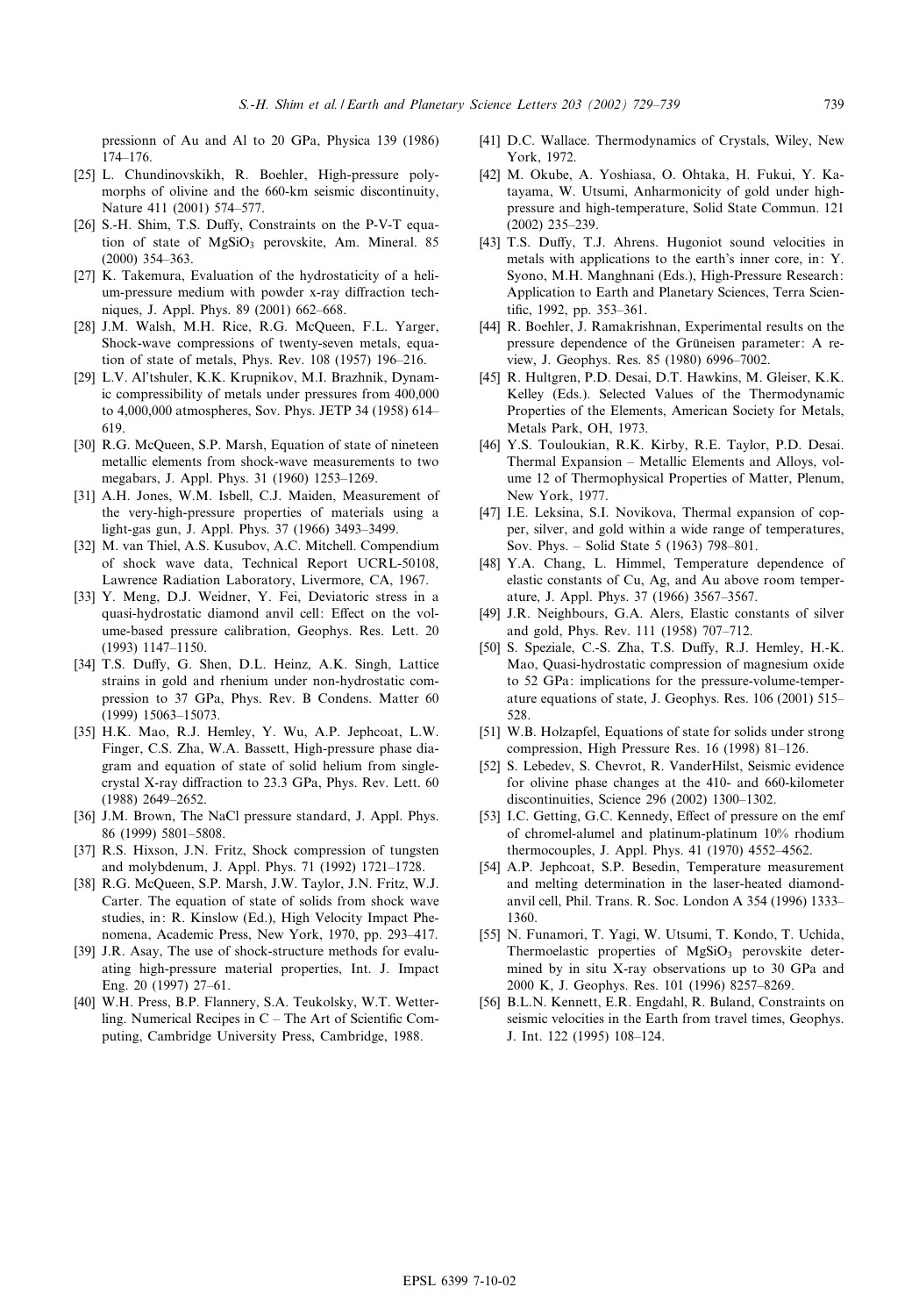pressionn of Au and Al to 20 GPa, Physica 139 (1986) 174–176.

[25] L. Chundinovskikh, R. Boehler, High-pressure polymorphs of olivine and the 660-km seismic discontinuity, Nature 411 (2001) 574–577.

[26] S.-H. Shim, T.S. Duffy, Constraints on the P-V-T equation of state of $MgSiO_3$ perovskite, Am. Mineral. 85 (2000) 354–363.

[27] K. Takemura, Evaluation of the hydrostaticity of a helium-pressure medium with powder x-ray diffraction techniques, J. Appl. Phys. 89 (2001) 662–668.

[28] J.M. Walsh, M.H. Rice, R.G. McQueen, F.L. Yarger, Shock-wave compressions of twenty-seven metals, equation of state of metals, Phys. Rev. 108 (1957) 196–216.

[29] L.V. Al'tshuler, K.K. Krupnikov, M.I. Brazhnik, Dynamic compressibility of metals under pressures from 400,000 to 4,000,000 atmospheres, Sov. Phys. JETP 34 (1958) 614–619.

[30] R.G. McQueen, S.P. Marsh, Equation of state of nineteen metallic elements from shock-wave measurements to two megabars, J. Appl. Phys. 31 (1960) 1253–1269.

[31] A.H. Jones, W.M. Isbell, C.J. Maiden, Measurement of the very-high-pressure properties of materials using a light-gas gun, J. Appl. Phys. 37 (1966) 3493–3499.

[32] M. van Thiel, A.S. Kusubov, A.C. Mitchell. Compendium of shock wave data, Technical Report UCRL-50108, Lawrence Radiation Laboratory, Livermore, CA, 1967.

[33] Y. Meng, D.J. Weidner, Y. Fei, Deviatoric stress in a quasi-hydrostatic diamond anvil cell: Effect on the volume-based pressure calibration, Geophys. Res. Lett. 20 (1993) 1147–1150.

[34] T.S. Duffy, G. Shen, D.L. Heinz, A.K. Singh, Lattice strains in gold and rhenium under non-hydrostatic compression to 37 GPa, Phys. Rev. B Condens. Matter 60 (1999) 15063–15073.

[35] H.K. Mao, R.J. Hemley, Y. Wu, A.P. Jephcoat, L.W. Finger, C.S. Zha, W.A. Bassett, High-pressure phase diagram and equation of state of solid helium from single-crystal X-ray diffraction to 23.3 GPa, Phys. Rev. Lett. 60 (1988) 2649–2652.

[36] J.M. Brown, The NaCl pressure standard, J. Appl. Phys. 86 (1999) 5801–5808.

[37] R.S. Hixson, J.N. Fritz, Shock compression of tungsten and molybdenum, J. Appl. Phys. 71 (1992) 1721–1728.

[38] R.G. McQueen, S.P. Marsh, J.W. Taylor, J.N. Fritz, W.J. Carter. The equation of state of solids from shock wave studies, in: R. Kinslow (Ed.), High Velocity Impact Phenomena, Academic Press, New York, 1970, pp. 293–417.

[39] J.R. Asay, The use of shock-structure methods for evaluating high-pressure material properties, Int. J. Impact Eng. 20 (1997) 27–61.

[40] W.H. Press, B.P. Flannery, S.A. Teukolsky, W.T. Wetterling. Numerical Recipes in C – The Art of Scientific Computing, Cambridge University Press, Cambridge, 1988.

[41] D.C. Wallace. Thermodynamics of Crystals, Wiley, New York, 1972.

[42] M. Okube, A. Yoshiasa, O. Ohtaka, H. Fukui, Y. Katayama, W. Utsumi, Anharmonicity of gold under high-pressure and high-temperature, Solid State Commun. 121 (2002) 235–239.

[43] T.S. Duffy, T.J. Ahrens. Hugoniot sound velocities in metals with applications to the earth's inner core, in: Y. Syono, M.H. Manghnani (Eds.), High-Pressure Research: Application to Earth and Planetary Sciences, Terra Scientific, 1992, pp. 353–361.

[44] R. Boehler, J. Ramakrishnan, Experimental results on the pressure dependence of the Grüneisen parameter: A review, J. Geophys. Res. 85 (1980) 6996–7002.

[45] R. Hultgren, P.D. Desai, D.T. Hawkins, M. Gleiser, K.K. Kelley (Eds.). Selected Values of the Thermodynamic Properties of the Elements, American Society for Metals, Metals Park, OH, 1973.

[46] Y.S. Touloukian, R.K. Kirby, R.E. Taylor, P.D. Desai. Thermal Expansion – Metallic Elements and Alloys, volume 12 of Thermophysical Properties of Matter, Plenum, New York, 1977.

[47] I.E. Leksina, S.I. Novikova, Thermal expansion of copper, silver, and gold within a wide range of temperatures, Sov. Phys. – Solid State 5 (1963) 798–801.

[48] Y.A. Chang, L. Himmel, Temperature dependence of elastic constants of Cu, Ag, and Au above room temperature, J. Appl. Phys. 37 (1966) 3567–3567.

[49] J.R. Neighbours, G.A. Alers, Elastic constants of silver and gold, Phys. Rev. 111 (1958) 707–712.

[50] S. Speziale, C.-S. Zha, T.S. Duffy, R.J. Hemley, H.-K. Mao, Quasi-hydrostatic compression of magnesium oxide to 52 GPa: implications for the pressure-volume-temperature equations of state, J. Geophys. Res. 106 (2001) 515–528.

[51] W.B. Holzapfel, Equations of state for solids under strong compression, High Pressure Res. 16 (1998) 81–126.

[52] S. Lebedev, S. Chevrot, R. VanderHilst, Seismic evidence for olivine phase changes at the 410- and 660-kilometer discontinuities, Science 296 (2002) 1300–1302.

[53] I.C. Getting, G.C. Kennedy, Effect of pressure on the emf of chromel-alumel and platinum-platinum 10% rhodium thermocouples, J. Appl. Phys. 41 (1970) 4552–4562.

[54] A.P. Jephcoat, S.P. Besedin, Temperature measurement and melting determination in the laser-heated diamond-anvil cell, Phil. Trans. R. Soc. London A 354 (1996) 1333–1360.

[55] N. Funamori, T. Yagi, W. Utsumi, T. Kondo, T. Uchida, Thermoelastic properties of $MgSiO_3$ perovskite determined by in situ X-ray observations up to 30 GPa and 2000 K, J. Geophys. Res. 101 (1996) 8257–8269.

[56] B.L.N. Kennett, E.R. Engdahl, R. Buland, Constraints on seismic velocities in the Earth from travel times, Geophys. J. Int. 122 (1995) 108–124.